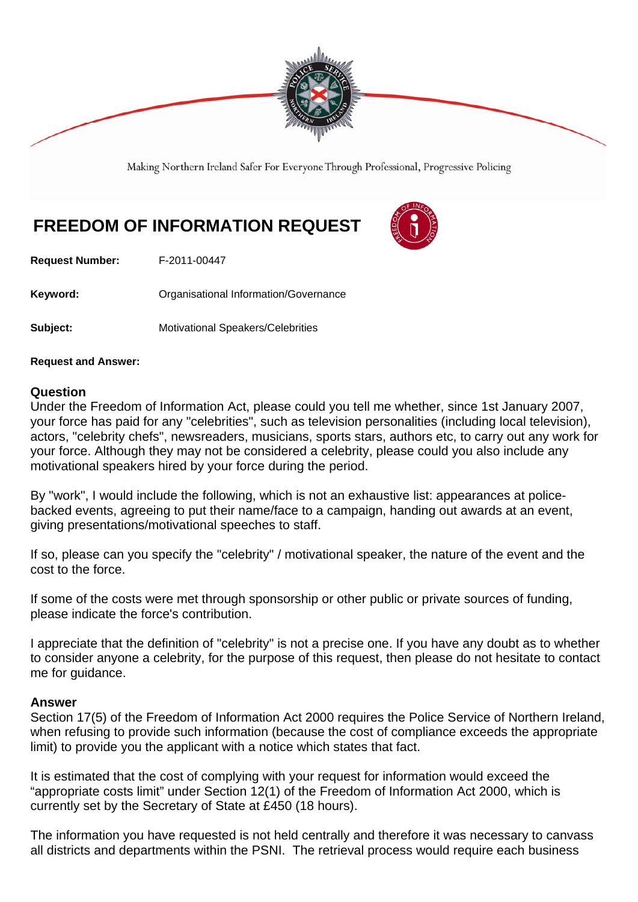Making Northern Ireland Safer For Everyone Through Professional, Progressive Policing

# FREEDOM OF INFORMATION REQUEST

**Request Number:** F-2011-00447

**Keyword:** Organisational Information/Governance

**Subject:** Motivational Speakers/Celebrities

**Request and Answer:**

## Question

Under the Freedom of Information Act, please could you tell me whether, since 1st January 2007, your force has paid for any "celebrities", such as television personalities (including local television), actors, "celebrity chefs", newsreaders, musicians, sports stars, authors etc, to carry out any work for your force. Although they may not be considered a celebrity, please could you also include any motivational speakers hired by your force during the period.

By "work", I would include the following, which is not an exhaustive list: appearances at police-backed events, agreeing to put their name/face to a campaign, handing out awards at an event, giving presentations/motivational speeches to staff.

If so, please can you specify the "celebrity" / motivational speaker, the nature of the event and the cost to the force.

If some of the costs were met through sponsorship or other public or private sources of funding, please indicate the force's contribution.

I appreciate that the definition of "celebrity" is not a precise one. If you have any doubt as to whether to consider anyone a celebrity, for the purpose of this request, then please do not hesitate to contact me for guidance.

## Answer

Section 17(5) of the Freedom of Information Act 2000 requires the Police Service of Northern Ireland, when refusing to provide such information (because the cost of compliance exceeds the appropriate limit) to provide you the applicant with a notice which states that fact.

It is estimated that the cost of complying with your request for information would exceed the "appropriate costs limit" under Section 12(1) of the Freedom of Information Act 2000, which is currently set by the Secretary of State at £450 (18 hours).

The information you have requested is not held centrally and therefore it was necessary to canvass all districts and departments within the PSNI. The retrieval process would require each business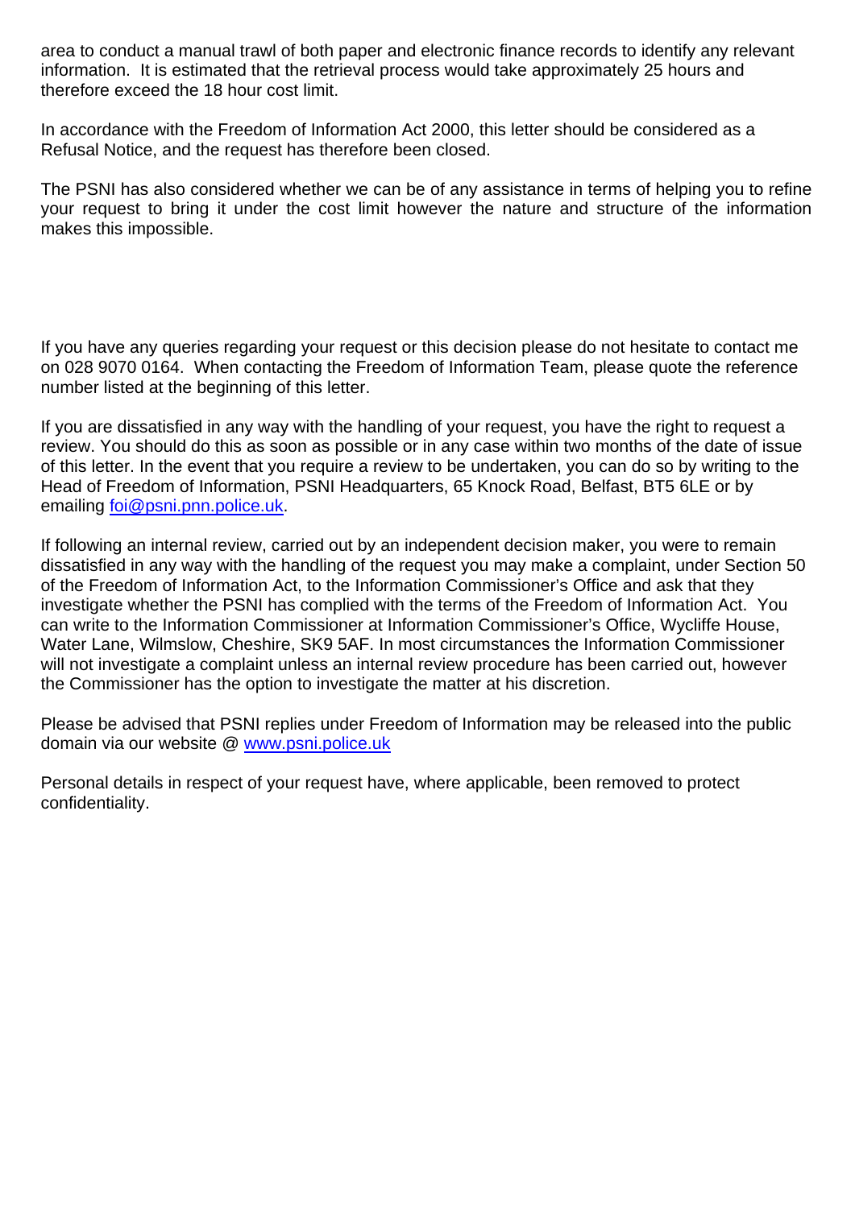area to conduct a manual trawl of both paper and electronic finance records to identify any relevant information. It is estimated that the retrieval process would take approximately 25 hours and therefore exceed the 18 hour cost limit.

In accordance with the Freedom of Information Act 2000, this letter should be considered as a Refusal Notice, and the request has therefore been closed.

The PSNI has also considered whether we can be of any assistance in terms of helping you to refine your request to bring it under the cost limit however the nature and structure of the information makes this impossible.

If you have any queries regarding your request or this decision please do not hesitate to contact me on 028 9070 0164. When contacting the Freedom of Information Team, please quote the reference number listed at the beginning of this letter.

If you are dissatisfied in any way with the handling of your request, you have the right to request a review. You should do this as soon as possible or in any case within two months of the date of issue of this letter. In the event that you require a review to be undertaken, you can do so by writing to the Head of Freedom of Information, PSNI Headquarters, 65 Knock Road, Belfast, BT5 6LE or by emailing [foi@psni.pnn.police.uk](mailto:foi@psni.pnn.police.uk).

If following an internal review, carried out by an independent decision maker, you were to remain dissatisfied in any way with the handling of the request you may make a complaint, under Section 50 of the Freedom of Information Act, to the Information Commissioner's Office and ask that they investigate whether the PSNI has complied with the terms of the Freedom of Information Act. You can write to the Information Commissioner at Information Commissioner's Office, Wycliffe House, Water Lane, Wilmslow, Cheshire, SK9 5AF. In most circumstances the Information Commissioner will not investigate a complaint unless an internal review procedure has been carried out, however the Commissioner has the option to investigate the matter at his discretion.

Please be advised that PSNI replies under Freedom of Information may be released into the public domain via our website @ [www.psni.police.uk](http://www.psni.police.uk)

Personal details in respect of your request have, where applicable, been removed to protect confidentiality.